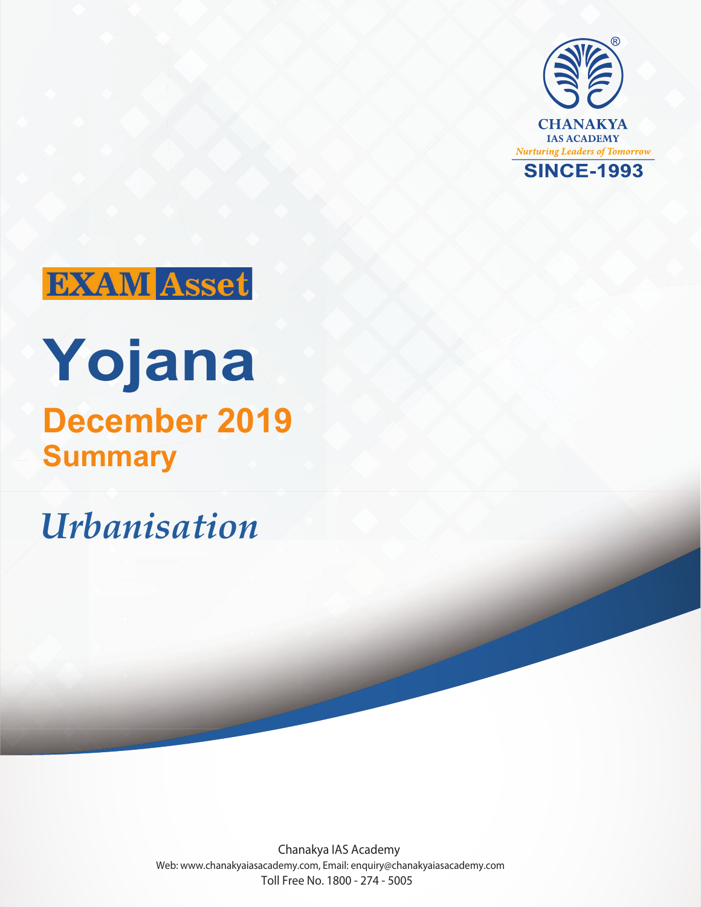CHANAKYA
IAS ACADEMY
*Nurturing Leaders of Tomorrow*
SINCE-1993

**EXAM Asset**

# Yojana

## December 2019
## Summary

# *Urbanisation*

Chanakya IAS Academy
Web: www.chanakyaiasacademy.com, Email: enquiry@chanakyaiasacademy.com
Toll Free No. 1800 - 274 - 5005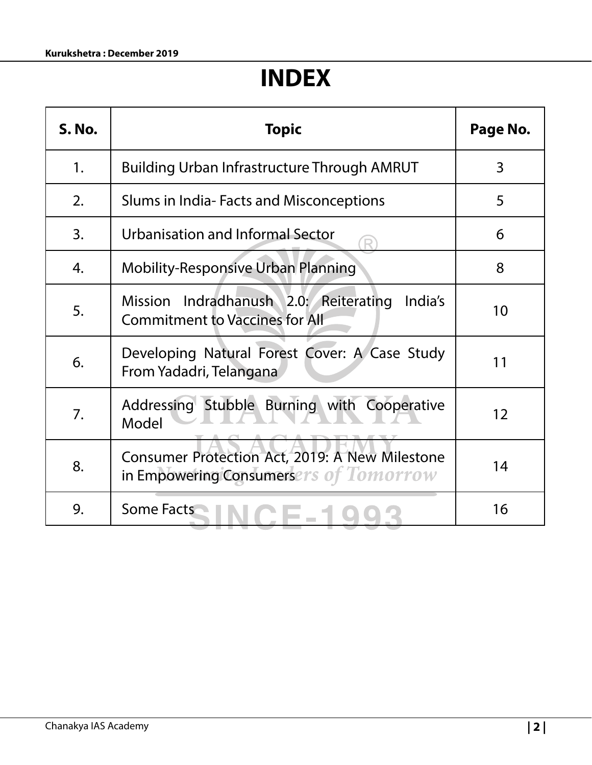# INDEX

| S. No. | Topic | Page No. |
|---|---|---|
| 1. | Building Urban Infrastructure Through AMRUT | 3 |
| 2. | Slums in India- Facts and Misconceptions | 5 |
| 3. | Urbanisation and Informal Sector | 6 |
| 4. | Mobility-Responsive Urban Planning | 8 |
| 5. | Mission Indradhanush 2.0: Reiterating India's Commitment to Vaccines for All | 10 |
| 6. | Developing Natural Forest Cover: A Case Study From Yadadri, Telangana | 11 |
| 7. | Addressing Stubble Burning with Cooperative Model | 12 |
| 8. | Consumer Protection Act, 2019: A New Milestone in Empowering Consumers | 14 |
| 9. | Some Facts | 16 |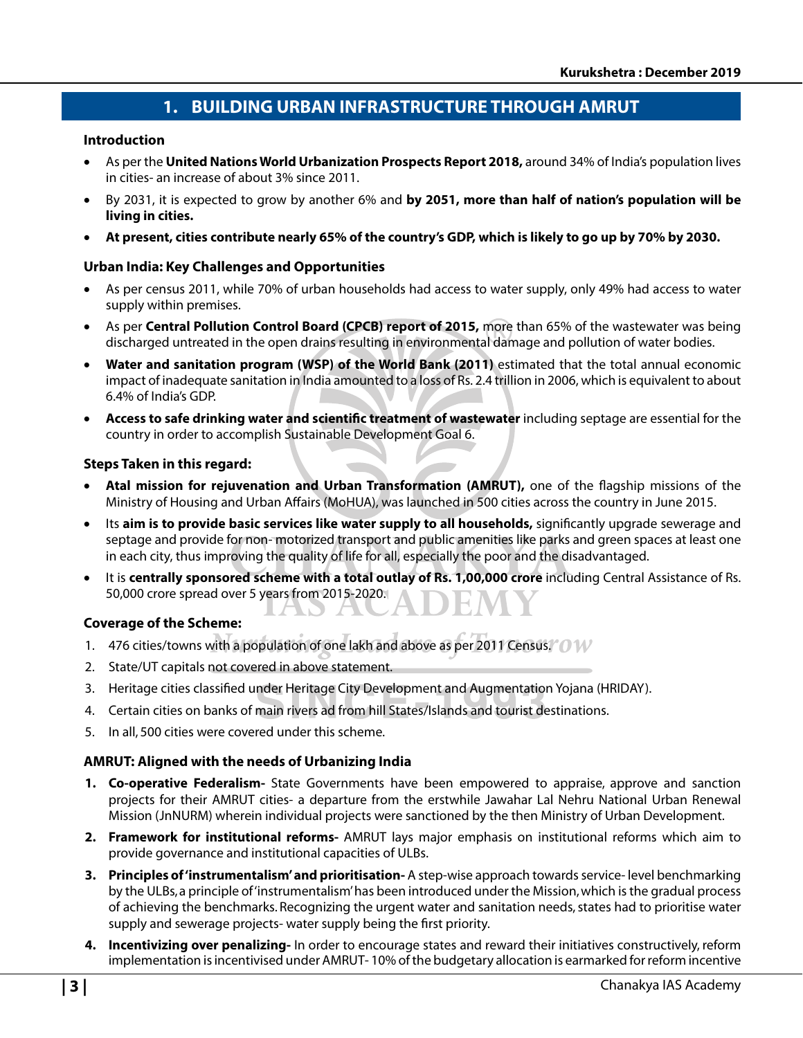# 1. BUILDING URBAN INFRASTRUCTURE THROUGH AMRUT

### Introduction

- As per the **United Nations World Urbanization Prospects Report 2018,** around 34% of India's population lives in cities- an increase of about 3% since 2011.
- By 2031, it is expected to grow by another 6% and **by 2051, more than half of nation's population will be living in cities.**
- **At present, cities contribute nearly 65% of the country's GDP, which is likely to go up by 70% by 2030.**

### Urban India: Key Challenges and Opportunities

- As per census 2011, while 70% of urban households had access to water supply, only 49% had access to water supply within premises.
- As per **Central Pollution Control Board (CPCB) report of 2015,** more than 65% of the wastewater was being discharged untreated in the open drains resulting in environmental damage and pollution of water bodies.
- **Water and sanitation program (WSP) of the World Bank (2011)** estimated that the total annual economic impact of inadequate sanitation in India amounted to a loss of Rs. 2.4 trillion in 2006, which is equivalent to about 6.4% of India's GDP.
- **Access to safe drinking water and scientific treatment of wastewater** including septage are essential for the country in order to accomplish Sustainable Development Goal 6.

### Steps Taken in this regard:

- **Atal mission for rejuvenation and Urban Transformation (AMRUT),** one of the flagship missions of the Ministry of Housing and Urban Affairs (MoHUA), was launched in 500 cities across the country in June 2015.
- Its **aim is to provide basic services like water supply to all households,** significantly upgrade sewerage and septage and provide for non- motorized transport and public amenities like parks and green spaces at least one in each city, thus improving the quality of life for all, especially the poor and the disadvantaged.
- It is **centrally sponsored scheme with a total outlay of Rs. 1,00,000 crore** including Central Assistance of Rs. 50,000 crore spread over 5 years from 2015-2020.

### Coverage of the Scheme:

1. 476 cities/towns with a population of one lakh and above as per 2011 Census.
2. State/UT capitals not covered in above statement.
3. Heritage cities classified under Heritage City Development and Augmentation Yojana (HRIDAY).
4. Certain cities on banks of main rivers ad from hill States/Islands and tourist destinations.
5. In all, 500 cities were covered under this scheme.

### AMRUT: Aligned with the needs of Urbanizing India

1. **Co-operative Federalism-** State Governments have been empowered to appraise, approve and sanction projects for their AMRUT cities- a departure from the erstwhile Jawahar Lal Nehru National Urban Renewal Mission (JnNURM) wherein individual projects were sanctioned by the then Ministry of Urban Development.
2. **Framework for institutional reforms-** AMRUT lays major emphasis on institutional reforms which aim to provide governance and institutional capacities of ULBs.
3. **Principles of 'instrumentalism' and prioritisation-** A step-wise approach towards service- level benchmarking by the ULBs, a principle of 'instrumentalism' has been introduced under the Mission, which is the gradual process of achieving the benchmarks. Recognizing the urgent water and sanitation needs, states had to prioritise water supply and sewerage projects- water supply being the first priority.
4. **Incentivizing over penalizing-** In order to encourage states and reward their initiatives constructively, reform implementation is incentivised under AMRUT- 10% of the budgetary allocation is earmarked for reform incentive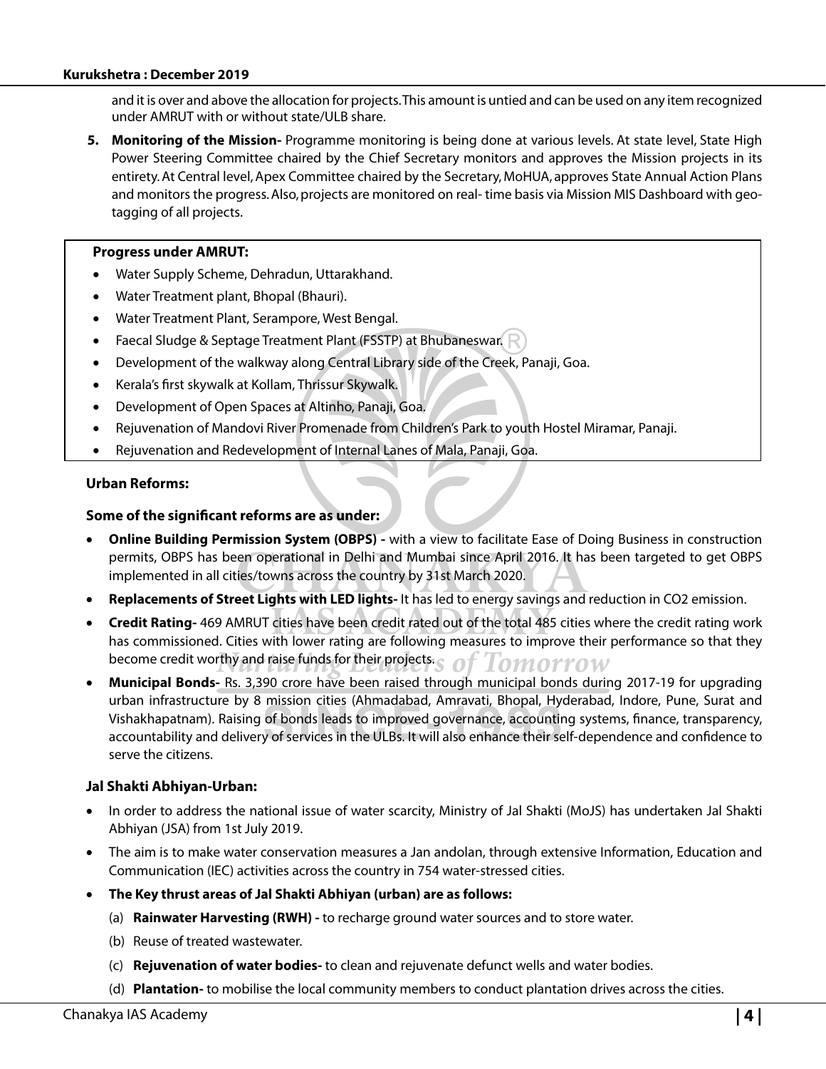and it is over and above the allocation for projects. This amount is untied and can be used on any item recognized under AMRUT with or without state/ULB share.

5. **Monitoring of the Mission-** Programme monitoring is being done at various levels. At state level, State High Power Steering Committee chaired by the Chief Secretary monitors and approves the Mission projects in its entirety. At Central level, Apex Committee chaired by the Secretary, MoHUA, approves State Annual Action Plans and monitors the progress. Also, projects are monitored on real- time basis via Mission MIS Dashboard with geo-tagging of all projects.

**Progress under AMRUT:**

- Water Supply Scheme, Dehradun, Uttarakhand.
- Water Treatment plant, Bhopal (Bhauri).
- Water Treatment Plant, Serampore, West Bengal.
- Faecal Sludge & Septage Treatment Plant (FSSTP) at Bhubaneswar.
- Development of the walkway along Central Library side of the Creek, Panaji, Goa.
- Kerala's first skywalk at Kollam, Thrissur Skywalk.
- Development of Open Spaces at Altinho, Panaji, Goa.
- Rejuvenation of Mandovi River Promenade from Children's Park to youth Hostel Miramar, Panaji.
- Rejuvenation and Redevelopment of Internal Lanes of Mala, Panaji, Goa.

**Urban Reforms:**

**Some of the significant reforms are as under:**

- **Online Building Permission System (OBPS) -** with a view to facilitate Ease of Doing Business in construction permits, OBPS has been operational in Delhi and Mumbai since April 2016. It has been targeted to get OBPS implemented in all cities/towns across the country by 31st March 2020.
- **Replacements of Street Lights with LED lights-** It has led to energy savings and reduction in $CO_2$ emission.
- **Credit Rating-** 469 AMRUT cities have been credit rated out of the total 485 cities where the credit rating work has commissioned. Cities with lower rating are following measures to improve their performance so that they become credit worthy and raise funds for their projects.
- **Municipal Bonds-** Rs. 3,390 crore have been raised through municipal bonds during 2017-19 for upgrading urban infrastructure by 8 mission cities (Ahmadabad, Amravati, Bhopal, Hyderabad, Indore, Pune, Surat and Vishakhapatnam). Raising of bonds leads to improved governance, accounting systems, finance, transparency, accountability and delivery of services in the ULBs. It will also enhance their self-dependence and confidence to serve the citizens.

**Jal Shakti Abhiyan-Urban:**

- In order to address the national issue of water scarcity, Ministry of Jal Shakti (MoJS) has undertaken Jal Shakti Abhiyan (JSA) from 1st July 2019.
- The aim is to make water conservation measures a Jan andolan, through extensive Information, Education and Communication (IEC) activities across the country in 754 water-stressed cities.
- **The Key thrust areas of Jal Shakti Abhiyan (urban) are as follows:**
  (a) **Rainwater Harvesting (RWH) -** to recharge ground water sources and to store water.
  (b) Reuse of treated wastewater.
  (c) **Rejuvenation of water bodies-** to clean and rejuvenate defunct wells and water bodies.
  (d) **Plantation-** to mobilise the local community members to conduct plantation drives across the cities.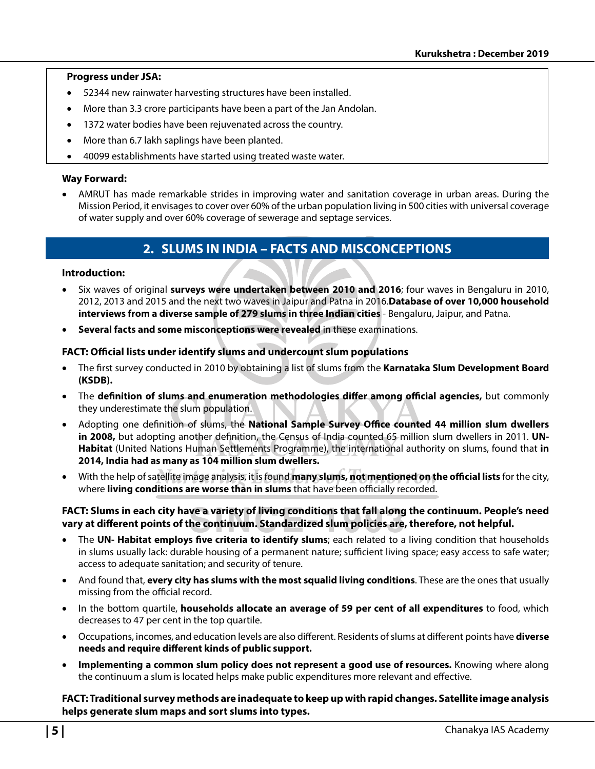**Progress under JSA:**

- 52344 new rainwater harvesting structures have been installed.
- More than 3.3 crore participants have been a part of the Jan Andolan.
- 1372 water bodies have been rejuvenated across the country.
- More than 6.7 lakh saplings have been planted.
- 40099 establishments have started using treated waste water.

**Way Forward:**

- AMRUT has made remarkable strides in improving water and sanitation coverage in urban areas. During the Mission Period, it envisages to cover over 60% of the urban population living in 500 cities with universal coverage of water supply and over 60% coverage of sewerage and septage services.

## 2. SLUMS IN INDIA – FACTS AND MISCONCEPTIONS

**Introduction:**

- Six waves of original **surveys were undertaken between 2010 and 2016**; four waves in Bengaluru in 2010, 2012, 2013 and 2015 and the next two waves in Jaipur and Patna in 2016.**Database of over 10,000 household interviews from a diverse sample of 279 slums in three Indian cities** - Bengaluru, Jaipur, and Patna.
- **Several facts and some misconceptions were revealed** in these examinations.

**FACT: Official lists under identify slums and undercount slum populations**

- The first survey conducted in 2010 by obtaining a list of slums from the **Karnataka Slum Development Board (KSDB).**
- The **definition of slums and enumeration methodologies differ among official agencies,** but commonly they underestimate the slum population.
- Adopting one definition of slums, the **National Sample Survey Office counted 44 million slum dwellers in 2008,** but adopting another definition, the Census of India counted 65 million slum dwellers in 2011. **UN-Habitat** (United Nations Human Settlements Programme), the international authority on slums, found that **in 2014, India had as many as 104 million slum dwellers.**
- With the help of satellite image analysis, it is found **many slums, not mentioned on the official lists** for the city, where **living conditions are worse than in slums** that have been officially recorded.

**FACT: Slums in each city have a variety of living conditions that fall along the continuum. People's need vary at different points of the continuum. Standardized slum policies are, therefore, not helpful.**

- The **UN- Habitat employs five criteria to identify slums**; each related to a living condition that households in slums usually lack: durable housing of a permanent nature; sufficient living space; easy access to safe water; access to adequate sanitation; and security of tenure.
- And found that, **every city has slums with the most squalid living conditions**. These are the ones that usually missing from the official record.
- In the bottom quartile, **households allocate an average of 59 per cent of all expenditures** to food, which decreases to 47 per cent in the top quartile.
- Occupations, incomes, and education levels are also different. Residents of slums at different points have **diverse needs and require different kinds of public support.**
- **Implementing a common slum policy does not represent a good use of resources.** Knowing where along the continuum a slum is located helps make public expenditures more relevant and effective.

**FACT: Traditional survey methods are inadequate to keep up with rapid changes. Satellite image analysis helps generate slum maps and sort slums into types.**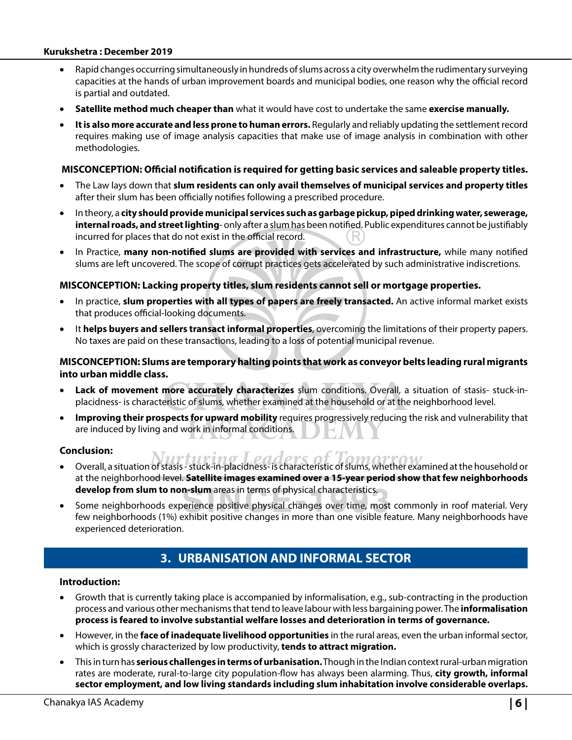- Rapid changes occurring simultaneously in hundreds of slums across a city overwhelm the rudimentary surveying capacities at the hands of urban improvement boards and municipal bodies, one reason why the official record is partial and outdated.
- **Satellite method much cheaper than** what it would have cost to undertake the same **exercise manually.**
- **It is also more accurate and less prone to human errors.** Regularly and reliably updating the settlement record requires making use of image analysis capacities that make use of image analysis in combination with other methodologies.

**MISCONCEPTION: Official notification is required for getting basic services and saleable property titles.**

- The Law lays down that **slum residents can only avail themselves of municipal services and property titles** after their slum has been officially notifies following a prescribed procedure.
- In theory, a **city should provide municipal services such as garbage pickup, piped drinking water, sewerage, internal roads, and street lighting**- only after a slum has been notified. Public expenditures cannot be justifiably incurred for places that do not exist in the official record.
- In Practice, **many non-notified slums are provided with services and infrastructure,** while many notified slums are left uncovered. The scope of corrupt practices gets accelerated by such administrative indiscretions.

**MISCONCEPTION: Lacking property titles, slum residents cannot sell or mortgage properties.**

- In practice, **slum properties with all types of papers are freely transacted.** An active informal market exists that produces official-looking documents.
- It **helps buyers and sellers transact informal properties**, overcoming the limitations of their property papers. No taxes are paid on these transactions, leading to a loss of potential municipal revenue.

**MISCONCEPTION: Slums are temporary halting points that work as conveyor belts leading rural migrants into urban middle class.**

- **Lack of movement more accurately characterizes** slum conditions. Overall, a situation of stasis- stuck-in-placidness- is characteristic of slums, whether examined at the household or at the neighborhood level.
- **Improving their prospects for upward mobility** requires progressively reducing the risk and vulnerability that are induced by living and work in informal conditions.

**Conclusion:**

- Overall, a situation of stasis - stuck-in-placidness- is characteristic of slums, whether examined at the household or at the neighborhood level. **Satellite images examined over a 15-year period show that few neighborhoods develop from slum to non-slum** areas in terms of physical characteristics.
- Some neighborhoods experience positive physical changes over time, most commonly in roof material. Very few neighborhoods (1%) exhibit positive changes in more than one visible feature. Many neighborhoods have experienced deterioration.

## 3. URBANISATION AND INFORMAL SECTOR

**Introduction:**

- Growth that is currently taking place is accompanied by informalisation, e.g., sub-contracting in the production process and various other mechanisms that tend to leave labour with less bargaining power. The **informalisation process is feared to involve substantial welfare losses and deterioration in terms of governance.**
- However, in the **face of inadequate livelihood opportunities** in the rural areas, even the urban informal sector, which is grossly characterized by low productivity, **tends to attract migration.**
- This in turn has **serious challenges in terms of urbanisation.** Though in the Indian context rural-urban migration rates are moderate, rural-to-large city population-flow has always been alarming. Thus, **city growth, informal sector employment, and low living standards including slum inhabitation involve considerable overlaps.**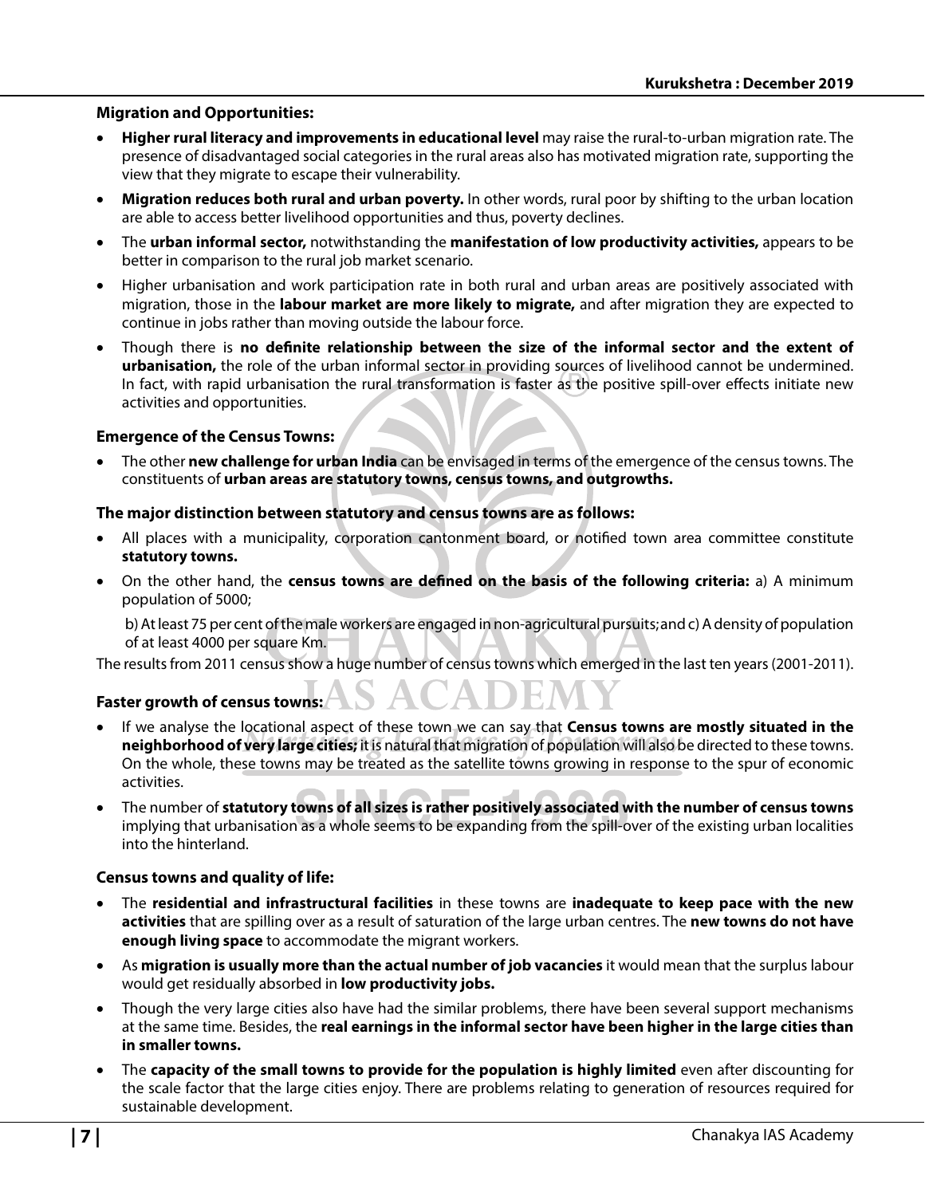### Migration and Opportunities:

- **Higher rural literacy and improvements in educational level** may raise the rural-to-urban migration rate. The presence of disadvantaged social categories in the rural areas also has motivated migration rate, supporting the view that they migrate to escape their vulnerability.
- **Migration reduces both rural and urban poverty.** In other words, rural poor by shifting to the urban location are able to access better livelihood opportunities and thus, poverty declines.
- The **urban informal sector,** notwithstanding the **manifestation of low productivity activities,** appears to be better in comparison to the rural job market scenario.
- Higher urbanisation and work participation rate in both rural and urban areas are positively associated with migration, those in the **labour market are more likely to migrate,** and after migration they are expected to continue in jobs rather than moving outside the labour force.
- Though there is **no definite relationship between the size of the informal sector and the extent of urbanisation,** the role of the urban informal sector in providing sources of livelihood cannot be undermined. In fact, with rapid urbanisation the rural transformation is faster as the positive spill-over effects initiate new activities and opportunities.

### Emergence of the Census Towns:

- The other **new challenge for urban India** can be envisaged in terms of the emergence of the census towns. The constituents of **urban areas are statutory towns, census towns, and outgrowths.**

### The major distinction between statutory and census towns are as follows:

- All places with a municipality, corporation cantonment board, or notified town area committee constitute **statutory towns.**
- On the other hand, the **census towns are defined on the basis of the following criteria:** a) A minimum population of 5000;

  b) At least 75 per cent of the male workers are engaged in non-agricultural pursuits; and c) A density of population of at least 4000 per square Km.

The results from 2011 census show a huge number of census towns which emerged in the last ten years (2001-2011).

### Faster growth of census towns:

- If we analyse the locational aspect of these town we can say that **Census towns are mostly situated in the neighborhood of very large cities;** it is natural that migration of population will also be directed to these towns. On the whole, these towns may be treated as the satellite towns growing in response to the spur of economic activities.
- The number of **statutory towns of all sizes is rather positively associated with the number of census towns** implying that urbanisation as a whole seems to be expanding from the spill-over of the existing urban localities into the hinterland.

### Census towns and quality of life:

- The **residential and infrastructural facilities** in these towns are **inadequate to keep pace with the new activities** that are spilling over as a result of saturation of the large urban centres. The **new towns do not have enough living space** to accommodate the migrant workers.
- As **migration is usually more than the actual number of job vacancies** it would mean that the surplus labour would get residually absorbed in **low productivity jobs.**
- Though the very large cities also have had the similar problems, there have been several support mechanisms at the same time. Besides, the **real earnings in the informal sector have been higher in the large cities than in smaller towns.**
- The **capacity of the small towns to provide for the population is highly limited** even after discounting for the scale factor that the large cities enjoy. There are problems relating to generation of resources required for sustainable development.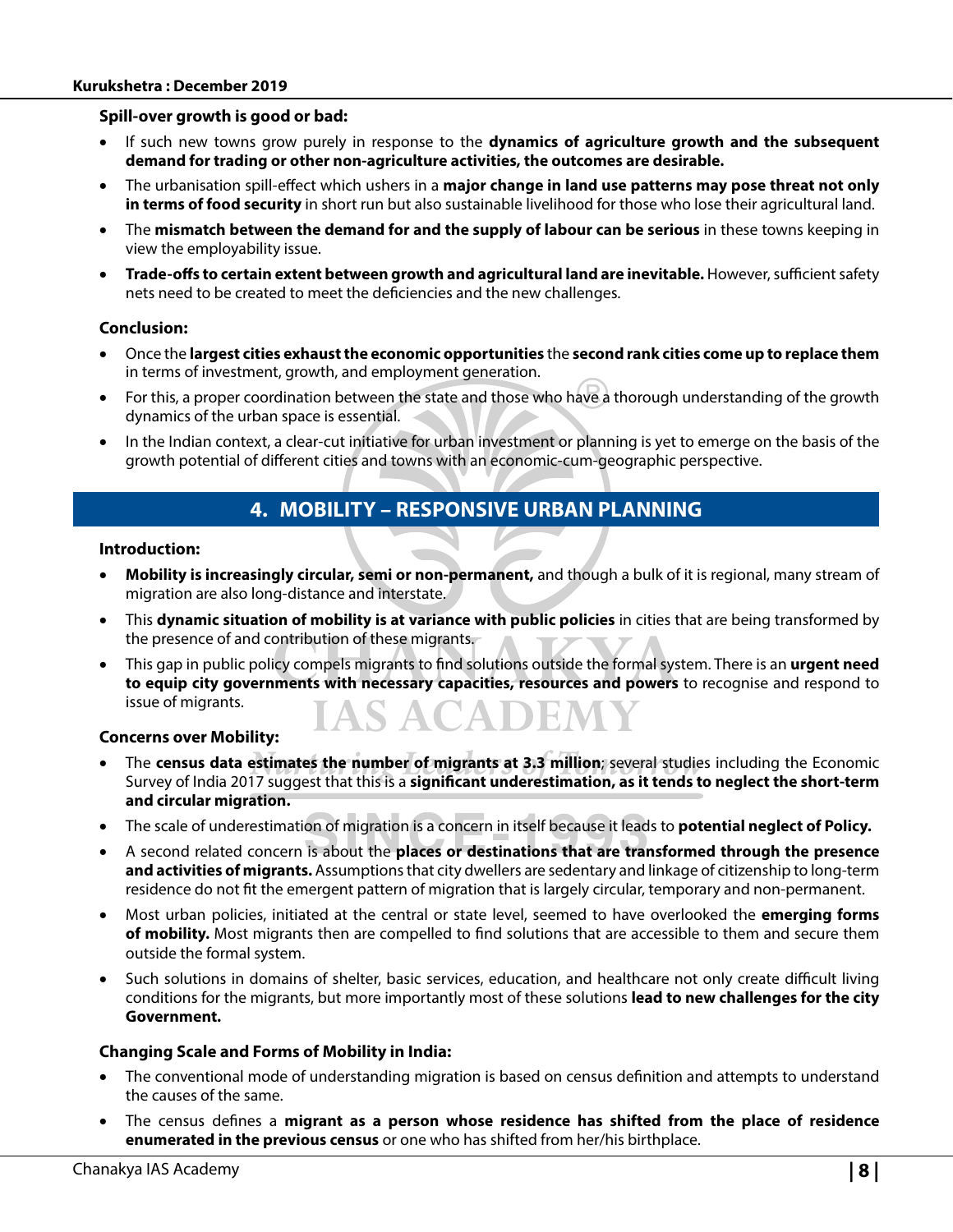**Spill-over growth is good or bad:**

- If such new towns grow purely in response to the **dynamics of agriculture growth and the subsequent demand for trading or other non-agriculture activities, the outcomes are desirable.**
- The urbanisation spill-effect which ushers in a **major change in land use patterns may pose threat not only in terms of food security** in short run but also sustainable livelihood for those who lose their agricultural land.
- The **mismatch between the demand for and the supply of labour can be serious** in these towns keeping in view the employability issue.
- **Trade-offs to certain extent between growth and agricultural land are inevitable.** However, sufficient safety nets need to be created to meet the deficiencies and the new challenges.

**Conclusion:**

- Once the **largest cities exhaust the economic opportunities** the **second rank cities come up to replace them** in terms of investment, growth, and employment generation.
- For this, a proper coordination between the state and those who have a thorough understanding of the growth dynamics of the urban space is essential.
- In the Indian context, a clear-cut initiative for urban investment or planning is yet to emerge on the basis of the growth potential of different cities and towns with an economic-cum-geographic perspective.

## 4. MOBILITY – RESPONSIVE URBAN PLANNING

**Introduction:**

- **Mobility is increasingly circular, semi or non-permanent,** and though a bulk of it is regional, many stream of migration are also long-distance and interstate.
- This **dynamic situation of mobility is at variance with public policies** in cities that are being transformed by the presence of and contribution of these migrants.
- This gap in public policy compels migrants to find solutions outside the formal system. There is an **urgent need to equip city governments with necessary capacities, resources and powers** to recognise and respond to issue of migrants.

**Concerns over Mobility:**

- The **census data estimates the number of migrants at 3.3 million**; several studies including the Economic Survey of India 2017 suggest that this is a **significant underestimation, as it tends to neglect the short-term and circular migration.**
- The scale of underestimation of migration is a concern in itself because it leads to **potential neglect of Policy.**
- A second related concern is about the **places or destinations that are transformed through the presence and activities of migrants.** Assumptions that city dwellers are sedentary and linkage of citizenship to long-term residence do not fit the emergent pattern of migration that is largely circular, temporary and non-permanent.
- Most urban policies, initiated at the central or state level, seemed to have overlooked the **emerging forms of mobility.** Most migrants then are compelled to find solutions that are accessible to them and secure them outside the formal system.
- Such solutions in domains of shelter, basic services, education, and healthcare not only create difficult living conditions for the migrants, but more importantly most of these solutions **lead to new challenges for the city Government.**

**Changing Scale and Forms of Mobility in India:**

- The conventional mode of understanding migration is based on census definition and attempts to understand the causes of the same.
- The census defines a **migrant as a person whose residence has shifted from the place of residence enumerated in the previous census** or one who has shifted from her/his birthplace.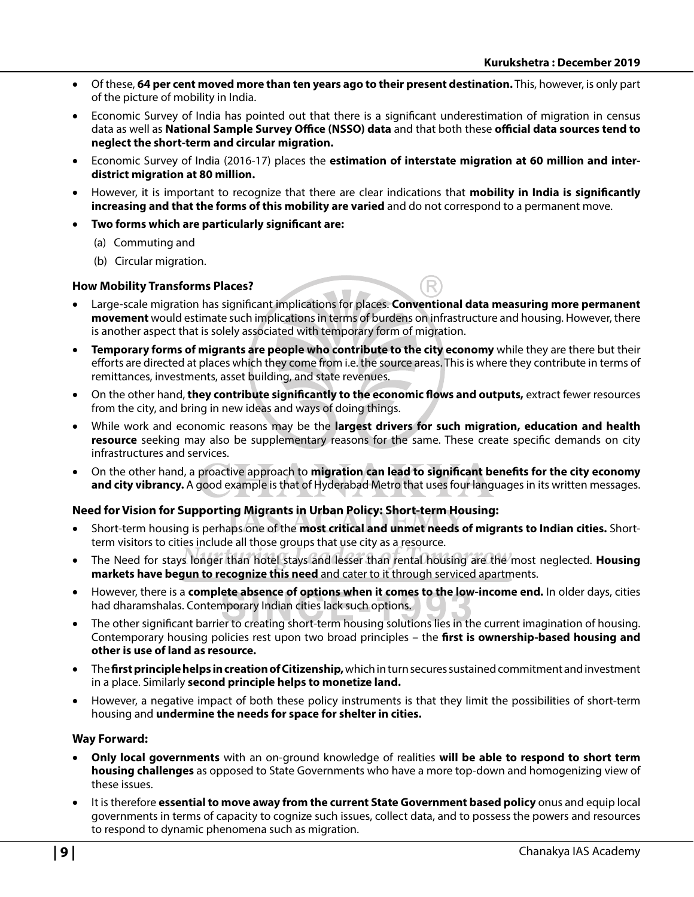- Of these, **64 per cent moved more than ten years ago to their present destination.** This, however, is only part of the picture of mobility in India.
- Economic Survey of India has pointed out that there is a significant underestimation of migration in census data as well as **National Sample Survey Office (NSSO) data** and that both these **official data sources tend to neglect the short-term and circular migration.**
- Economic Survey of India (2016-17) places the **estimation of interstate migration at 60 million and inter-district migration at 80 million.**
- However, it is important to recognize that there are clear indications that **mobility in India is significantly increasing and that the forms of this mobility are varied** and do not correspond to a permanent move.
- **Two forms which are particularly significant are:**
  - (a) Commuting and
  - (b) Circular migration.

### How Mobility Transforms Places?

- Large-scale migration has significant implications for places. **Conventional data measuring more permanent movement** would estimate such implications in terms of burdens on infrastructure and housing. However, there is another aspect that is solely associated with temporary form of migration.
- **Temporary forms of migrants are people who contribute to the city economy** while they are there but their efforts are directed at places which they come from i.e. the source areas. This is where they contribute in terms of remittances, investments, asset building, and state revenues.
- On the other hand, **they contribute significantly to the economic flows and outputs,** extract fewer resources from the city, and bring in new ideas and ways of doing things.
- While work and economic reasons may be the **largest drivers for such migration, education and health resource** seeking may also be supplementary reasons for the same. These create specific demands on city infrastructures and services.
- On the other hand, a proactive approach to **migration can lead to significant benefits for the city economy and city vibrancy.** A good example is that of Hyderabad Metro that uses four languages in its written messages.

### Need for Vision for Supporting Migrants in Urban Policy: Short-term Housing:

- Short-term housing is perhaps one of the **most critical and unmet needs of migrants to Indian cities.** Short-term visitors to cities include all those groups that use city as a resource.
- The Need for stays longer than hotel stays and lesser than rental housing are the most neglected. **Housing markets have begun to recognize this need** and cater to it through serviced apartments.
- However, there is a **complete absence of options when it comes to the low-income end.** In older days, cities had dharamshalas. Contemporary Indian cities lack such options.
- The other significant barrier to creating short-term housing solutions lies in the current imagination of housing. Contemporary housing policies rest upon two broad principles – the **first is ownership-based housing and other is use of land as resource.**
- The **first principle helps in creation of Citizenship,** which in turn secures sustained commitment and investment in a place. Similarly **second principle helps to monetize land.**
- However, a negative impact of both these policy instruments is that they limit the possibilities of short-term housing and **undermine the needs for space for shelter in cities.**

### Way Forward:

- **Only local governments** with an on-ground knowledge of realities **will be able to respond to short term housing challenges** as opposed to State Governments who have a more top-down and homogenizing view of these issues.
- It is therefore **essential to move away from the current State Government based policy** onus and equip local governments in terms of capacity to cognize such issues, collect data, and to possess the powers and resources to respond to dynamic phenomena such as migration.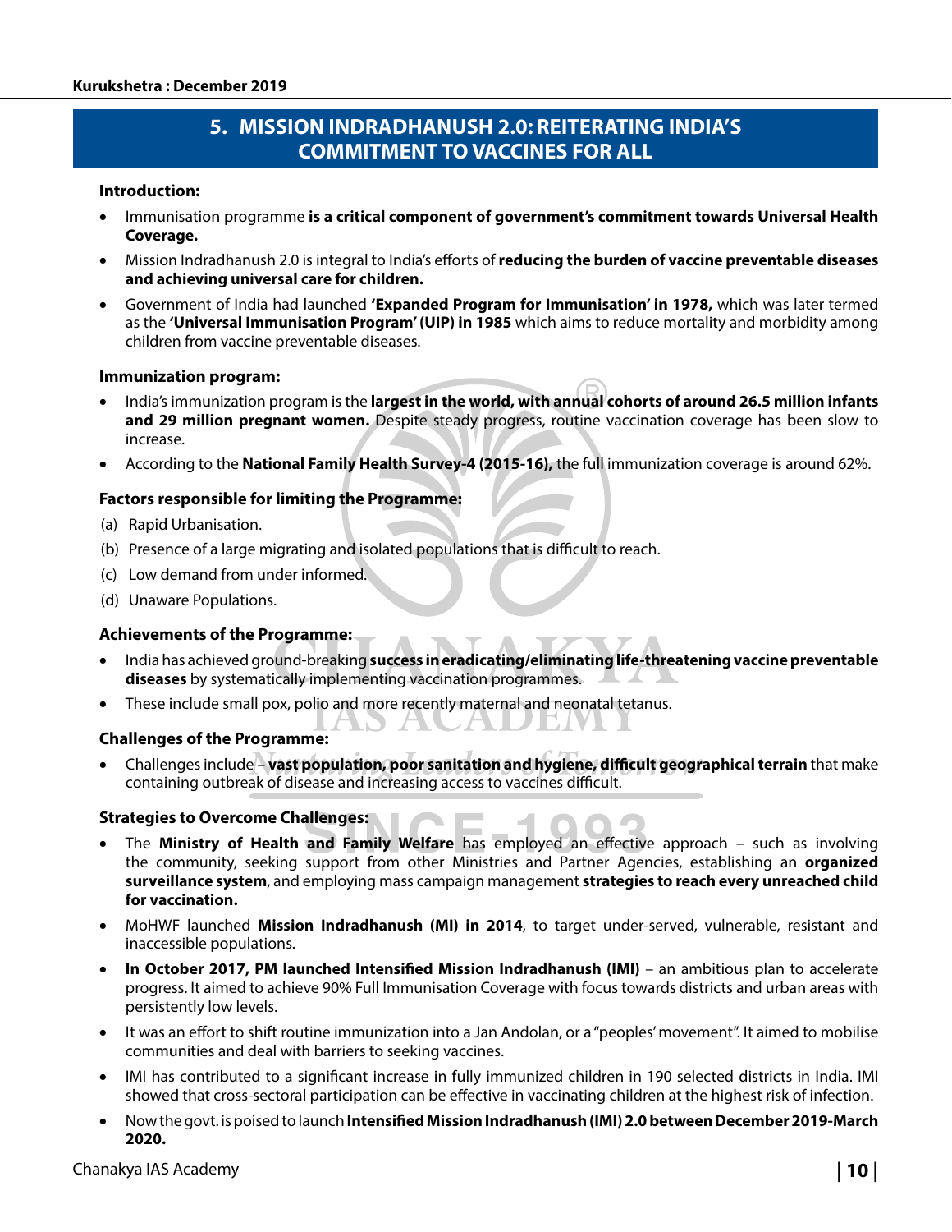## 5. MISSION INDRADHANUSH 2.0: REITERATING INDIA'S COMMITMENT TO VACCINES FOR ALL

**Introduction:**

- Immunisation programme **is a critical component of government's commitment towards Universal Health Coverage.**
- Mission Indradhanush 2.0 is integral to India's efforts of **reducing the burden of vaccine preventable diseases and achieving universal care for children.**
- Government of India had launched **'Expanded Program for Immunisation' in 1978,** which was later termed as the **'Universal Immunisation Program' (UIP) in 1985** which aims to reduce mortality and morbidity among children from vaccine preventable diseases.

**Immunization program:**

- India's immunization program is the **largest in the world, with annual cohorts of around 26.5 million infants and 29 million pregnant women.** Despite steady progress, routine vaccination coverage has been slow to increase.
- According to the **National Family Health Survey-4 (2015-16),** the full immunization coverage is around 62%.

**Factors responsible for limiting the Programme:**

(a) Rapid Urbanisation.

(b) Presence of a large migrating and isolated populations that is difficult to reach.

(c) Low demand from under informed.

(d) Unaware Populations.

**Achievements of the Programme:**

- India has achieved ground-breaking **success in eradicating/eliminating life-threatening vaccine preventable diseases** by systematically implementing vaccination programmes.
- These include small pox, polio and more recently maternal and neonatal tetanus.

**Challenges of the Programme:**

- Challenges include – **vast population, poor sanitation and hygiene, difficult geographical terrain** that make containing outbreak of disease and increasing access to vaccines difficult.

**Strategies to Overcome Challenges:**

- The **Ministry of Health and Family Welfare** has employed an effective approach – such as involving the community, seeking support from other Ministries and Partner Agencies, establishing an **organized surveillance system**, and employing mass campaign management **strategies to reach every unreached child for vaccination.**
- MoHWF launched **Mission Indradhanush (MI) in 2014**, to target under-served, vulnerable, resistant and inaccessible populations.
- **In October 2017, PM launched Intensified Mission Indradhanush (IMI)** – an ambitious plan to accelerate progress. It aimed to achieve 90% Full Immunisation Coverage with focus towards districts and urban areas with persistently low levels.
- It was an effort to shift routine immunization into a Jan Andolan, or a "peoples' movement". It aimed to mobilise communities and deal with barriers to seeking vaccines.
- IMI has contributed to a significant increase in fully immunized children in 190 selected districts in India. IMI showed that cross-sectoral participation can be effective in vaccinating children at the highest risk of infection.
- Now the govt. is poised to launch **Intensified Mission Indradhanush (IMI) 2.0 between December 2019-March 2020.**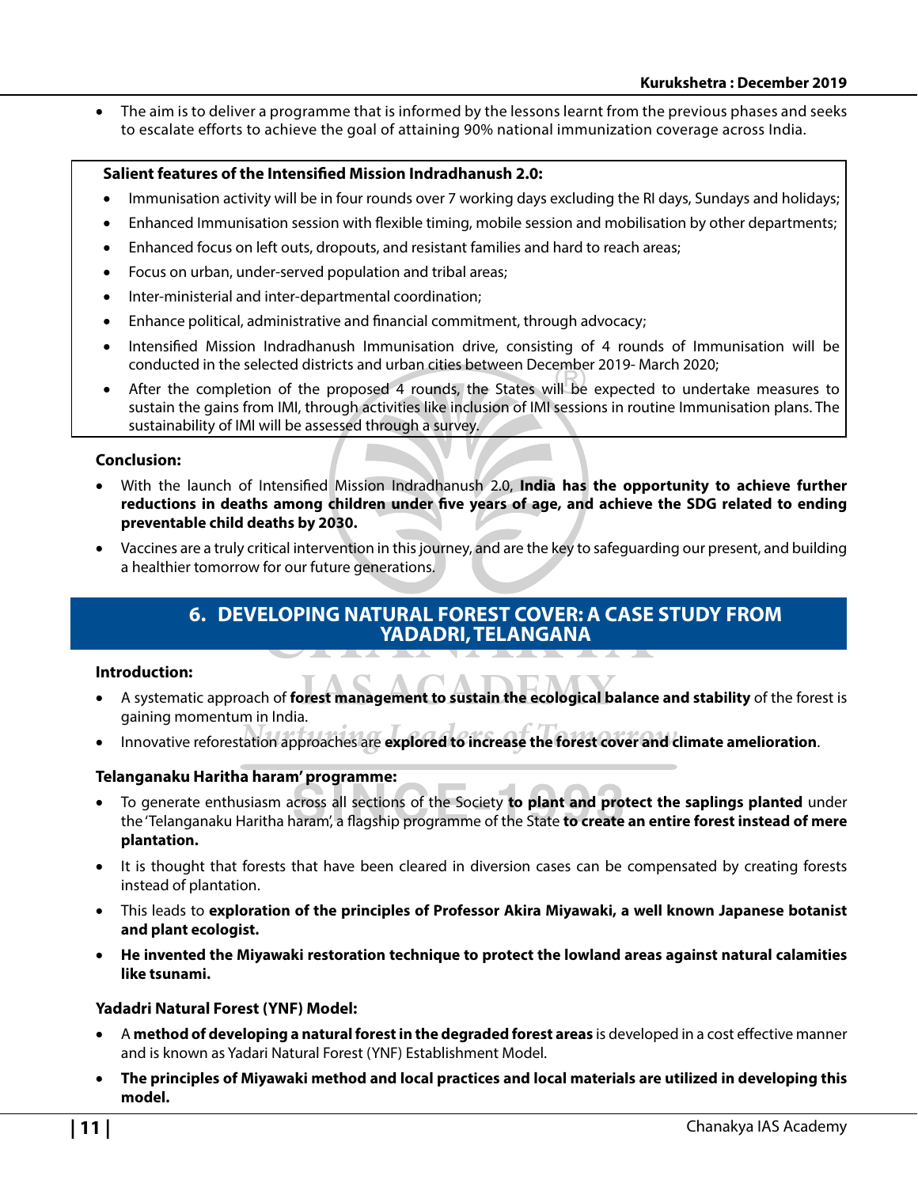- The aim is to deliver a programme that is informed by the lessons learnt from the previous phases and seeks to escalate efforts to achieve the goal of attaining 90% national immunization coverage across India.

**Salient features of the Intensified Mission Indradhanush 2.0:**

- Immunisation activity will be in four rounds over 7 working days excluding the RI days, Sundays and holidays;
- Enhanced Immunisation session with flexible timing, mobile session and mobilisation by other departments;
- Enhanced focus on left outs, dropouts, and resistant families and hard to reach areas;
- Focus on urban, under-served population and tribal areas;
- Inter-ministerial and inter-departmental coordination;
- Enhance political, administrative and financial commitment, through advocacy;
- Intensified Mission Indradhanush Immunisation drive, consisting of 4 rounds of Immunisation will be conducted in the selected districts and urban cities between December 2019- March 2020;
- After the completion of the proposed 4 rounds, the States will be expected to undertake measures to sustain the gains from IMI, through activities like inclusion of IMI sessions in routine Immunisation plans. The sustainability of IMI will be assessed through a survey.

**Conclusion:**

- With the launch of Intensified Mission Indradhanush 2.0, **India has the opportunity to achieve further reductions in deaths among children under five years of age, and achieve the SDG related to ending preventable child deaths by 2030.**
- Vaccines are a truly critical intervention in this journey, and are the key to safeguarding our present, and building a healthier tomorrow for our future generations.

## 6. DEVELOPING NATURAL FOREST COVER: A CASE STUDY FROM YADADRI, TELANGANA

**Introduction:**

- A systematic approach of **forest management to sustain the ecological balance and stability** of the forest is gaining momentum in India.
- Innovative reforestation approaches are **explored to increase the forest cover and climate amelioration**.

**Telanganaku Haritha haram' programme:**

- To generate enthusiasm across all sections of the Society **to plant and protect the saplings planted** under the 'Telanganaku Haritha haram', a flagship programme of the State **to create an entire forest instead of mere plantation.**
- It is thought that forests that have been cleared in diversion cases can be compensated by creating forests instead of plantation.
- This leads to **exploration of the principles of Professor Akira Miyawaki, a well known Japanese botanist and plant ecologist.**
- **He invented the Miyawaki restoration technique to protect the lowland areas against natural calamities like tsunami.**

**Yadadri Natural Forest (YNF) Model:**

- A **method of developing a natural forest in the degraded forest areas** is developed in a cost effective manner and is known as Yadari Natural Forest (YNF) Establishment Model.
- **The principles of Miyawaki method and local practices and local materials are utilized in developing this model.**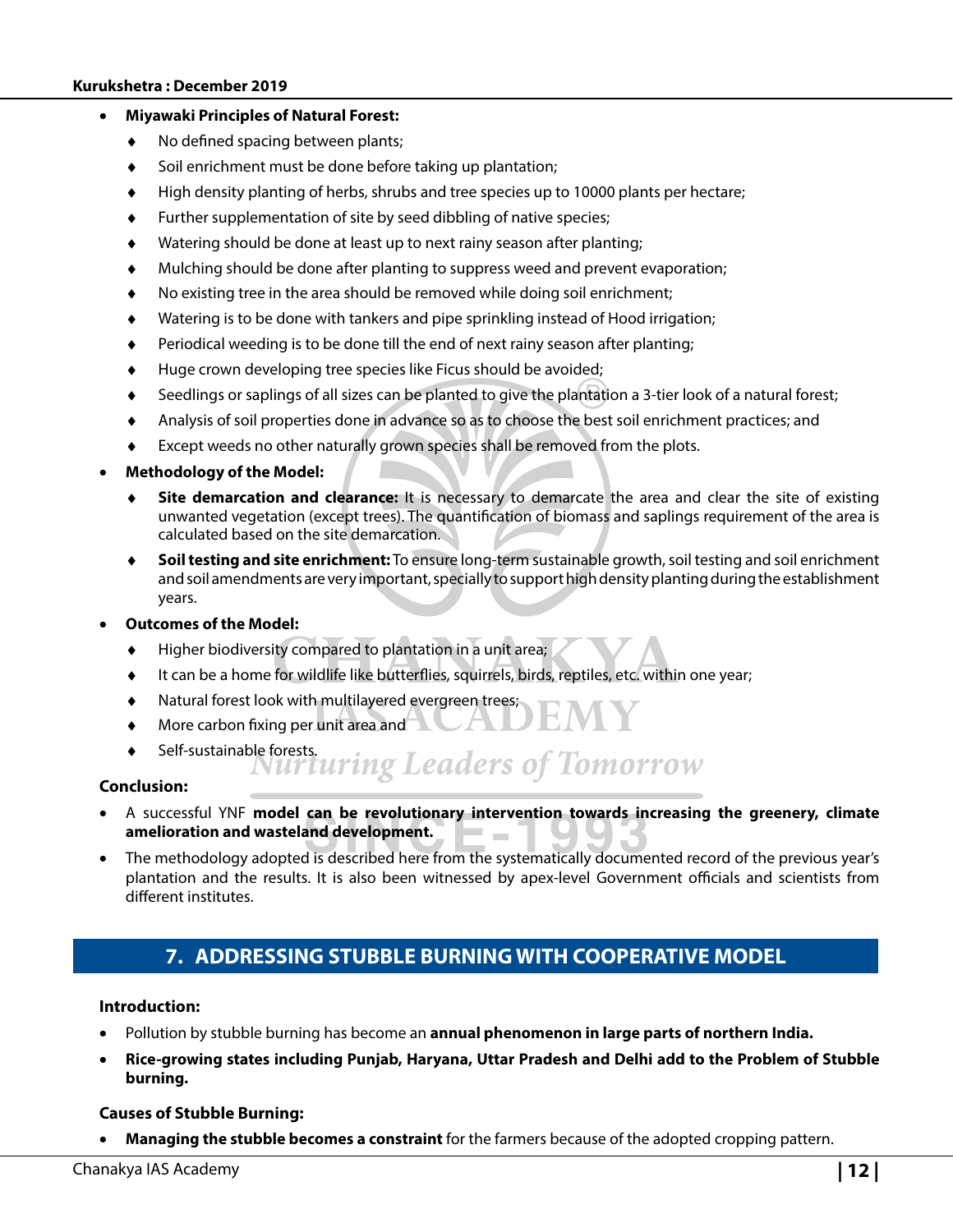- **Miyawaki Principles of Natural Forest:**
  - No defined spacing between plants;
  - Soil enrichment must be done before taking up plantation;
  - High density planting of herbs, shrubs and tree species up to 10000 plants per hectare;
  - Further supplementation of site by seed dibbling of native species;
  - Watering should be done at least up to next rainy season after planting;
  - Mulching should be done after planting to suppress weed and prevent evaporation;
  - No existing tree in the area should be removed while doing soil enrichment;
  - Watering is to be done with tankers and pipe sprinkling instead of Hood irrigation;
  - Periodical weeding is to be done till the end of next rainy season after planting;
  - Huge crown developing tree species like Ficus should be avoided;
  - Seedlings or saplings of all sizes can be planted to give the plantation a 3-tier look of a natural forest;
  - Analysis of soil properties done in advance so as to choose the best soil enrichment practices; and
  - Except weeds no other naturally grown species shall be removed from the plots.
- **Methodology of the Model:**
  - **Site demarcation and clearance:** It is necessary to demarcate the area and clear the site of existing unwanted vegetation (except trees). The quantification of biomass and saplings requirement of the area is calculated based on the site demarcation.
  - **Soil testing and site enrichment:** To ensure long-term sustainable growth, soil testing and soil enrichment and soil amendments are very important, specially to support high density planting during the establishment years.
- **Outcomes of the Model:**
  - Higher biodiversity compared to plantation in a unit area;
  - It can be a home for wildlife like butterflies, squirrels, birds, reptiles, etc. within one year;
  - Natural forest look with multilayered evergreen trees;
  - More carbon fixing per unit area and
  - Self-sustainable forests.

**Conclusion:**

- A successful YNF **model can be revolutionary intervention towards increasing the greenery, climate amelioration and wasteland development.**
- The methodology adopted is described here from the systematically documented record of the previous year's plantation and the results. It is also been witnessed by apex-level Government officials and scientists from different institutes.

## 7. ADDRESSING STUBBLE BURNING WITH COOPERATIVE MODEL

**Introduction:**

- Pollution by stubble burning has become an **annual phenomenon in large parts of northern India.**
- **Rice-growing states including Punjab, Haryana, Uttar Pradesh and Delhi add to the Problem of Stubble burning.**

**Causes of Stubble Burning:**

- **Managing the stubble becomes a constraint** for the farmers because of the adopted cropping pattern.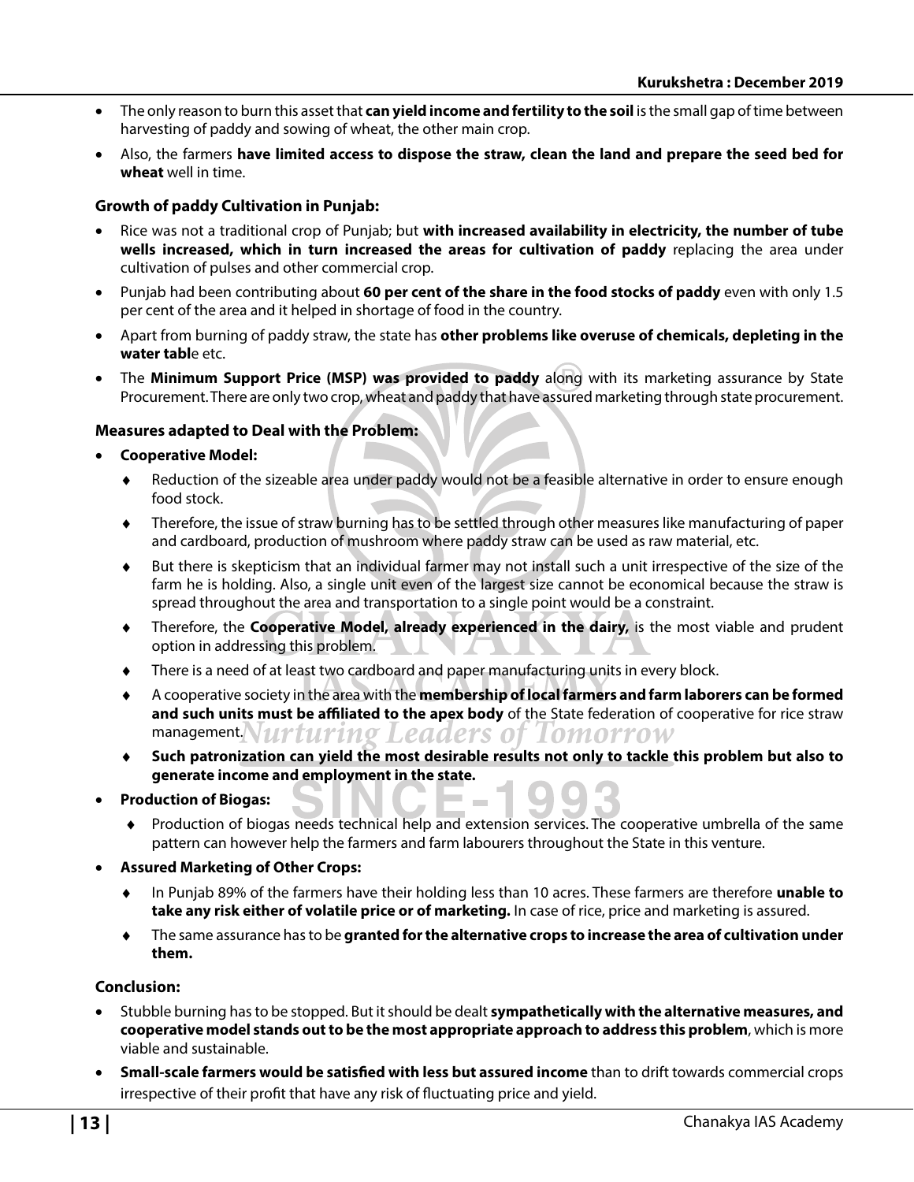- The only reason to burn this asset that **can yield income and fertility to the soil** is the small gap of time between harvesting of paddy and sowing of wheat, the other main crop.
- Also, the farmers **have limited access to dispose the straw, clean the land and prepare the seed bed for wheat** well in time.

**Growth of paddy Cultivation in Punjab:**

- Rice was not a traditional crop of Punjab; but **with increased availability in electricity, the number of tube wells increased, which in turn increased the areas for cultivation of paddy** replacing the area under cultivation of pulses and other commercial crop.
- Punjab had been contributing about **60 per cent of the share in the food stocks of paddy** even with only 1.5 per cent of the area and it helped in shortage of food in the country.
- Apart from burning of paddy straw, the state has **other problems like overuse of chemicals, depleting in the water tabl**e etc.
- The **Minimum Support Price (MSP) was provided to paddy** along with its marketing assurance by State Procurement. There are only two crop, wheat and paddy that have assured marketing through state procurement.

**Measures adapted to Deal with the Problem:**

- **Cooperative Model:**
    - Reduction of the sizeable area under paddy would not be a feasible alternative in order to ensure enough food stock.
    - Therefore, the issue of straw burning has to be settled through other measures like manufacturing of paper and cardboard, production of mushroom where paddy straw can be used as raw material, etc.
    - But there is skepticism that an individual farmer may not install such a unit irrespective of the size of the farm he is holding. Also, a single unit even of the largest size cannot be economical because the straw is spread throughout the area and transportation to a single point would be a constraint.
    - Therefore, the **Cooperative Model, already experienced in the dairy,** is the most viable and prudent option in addressing this problem.
    - There is a need of at least two cardboard and paper manufacturing units in every block.
    - A cooperative society in the area with the **membership of local farmers and farm laborers can be formed and such units must be affiliated to the apex body** of the State federation of cooperative for rice straw management.
    - **Such patronization can yield the most desirable results not only to tackle this problem but also to generate income and employment in the state.**
- **Production of Biogas:**
    - Production of biogas needs technical help and extension services. The cooperative umbrella of the same pattern can however help the farmers and farm labourers throughout the State in this venture.
- **Assured Marketing of Other Crops:**
    - In Punjab 89% of the farmers have their holding less than 10 acres. These farmers are therefore **unable to take any risk either of volatile price or of marketing.** In case of rice, price and marketing is assured.
    - The same assurance has to be **granted for the alternative crops to increase the area of cultivation under them.**

**Conclusion:**

- Stubble burning has to be stopped. But it should be dealt **sympathetically with the alternative measures, and cooperative model stands out to be the most appropriate approach to address this problem**, which is more viable and sustainable.
- **Small-scale farmers would be satisfied with less but assured income** than to drift towards commercial crops irrespective of their profit that have any risk of fluctuating price and yield.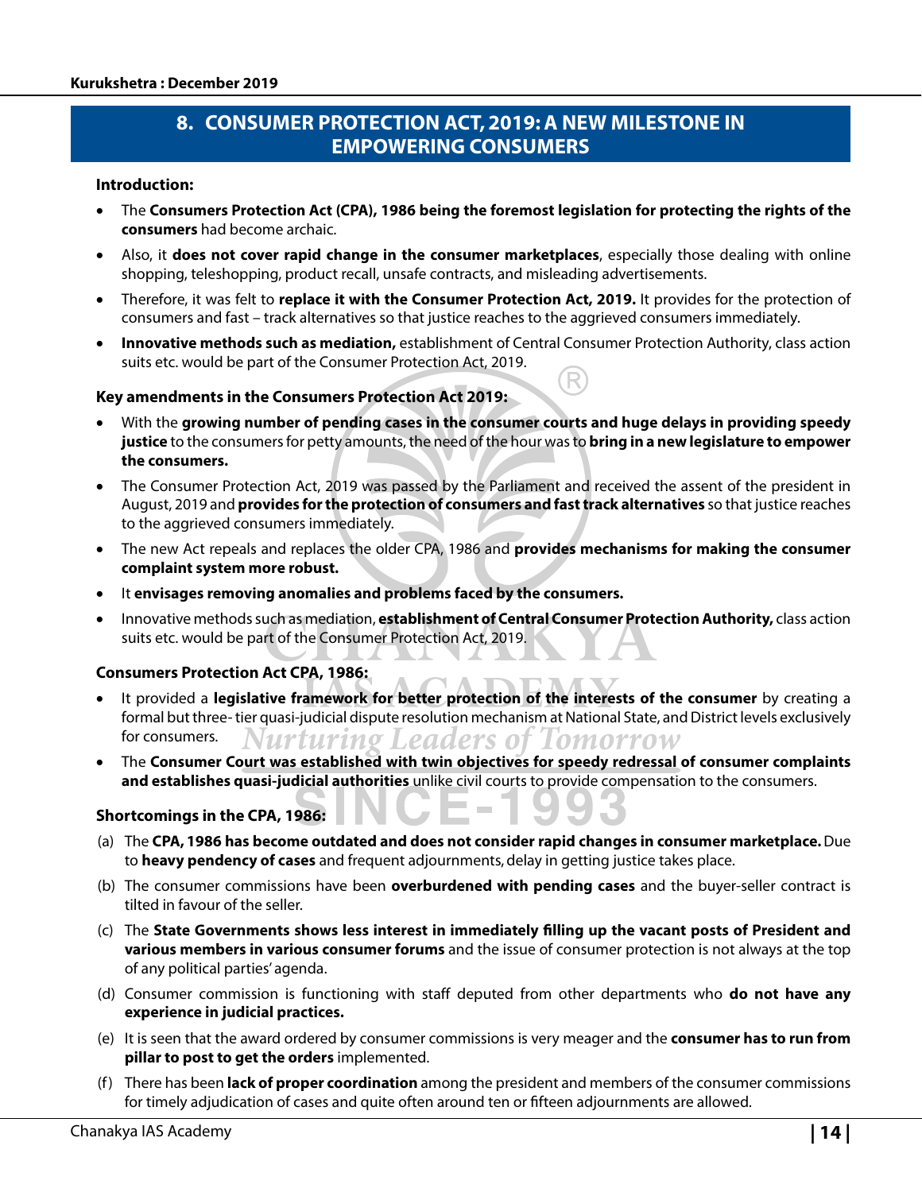## 8. CONSUMER PROTECTION ACT, 2019: A NEW MILESTONE IN EMPOWERING CONSUMERS

**Introduction:**

- The **Consumers Protection Act (CPA), 1986 being the foremost legislation for protecting the rights of the consumers** had become archaic.
- Also, it **does not cover rapid change in the consumer marketplaces**, especially those dealing with online shopping, teleshopping, product recall, unsafe contracts, and misleading advertisements.
- Therefore, it was felt to **replace it with the Consumer Protection Act, 2019.** It provides for the protection of consumers and fast – track alternatives so that justice reaches to the aggrieved consumers immediately.
- **Innovative methods such as mediation,** establishment of Central Consumer Protection Authority, class action suits etc. would be part of the Consumer Protection Act, 2019.

**Key amendments in the Consumers Protection Act 2019:**

- With the **growing number of pending cases in the consumer courts and huge delays in providing speedy justice** to the consumers for petty amounts, the need of the hour was to **bring in a new legislation to empower the consumers.**
- The Consumer Protection Act, 2019 was passed by the Parliament and received the assent of the president in August, 2019 and **provides for the protection of consumers and fast track alternatives** so that justice reaches to the aggrieved consumers immediately.
- The new Act repeals and replaces the older CPA, 1986 and **provides mechanisms for making the consumer complaint system more robust.**
- It **envisages removing anomalies and problems faced by the consumers.**
- Innovative methods such as mediation, **establishment of Central Consumer Protection Authority,** class action suits etc. would be part of the Consumer Protection Act, 2019.

**Consumers Protection Act CPA, 1986:**

- It provided a **legislative framework for better protection of the interests of the consumer** by creating a formal but three- tier quasi-judicial dispute resolution mechanism at National State, and District levels exclusively for consumers.
- The **Consumer Court was established with twin objectives for speedy redressal of consumer complaints and establishes quasi-judicial authorities** unlike civil courts to provide compensation to the consumers.

**Shortcomings in the CPA, 1986:**

(a) The **CPA, 1986 has become outdated and does not consider rapid changes in consumer marketplace.** Due to **heavy pendency of cases** and frequent adjournments, delay in getting justice takes place.

(b) The consumer commissions have been **overburdened with pending cases** and the buyer-seller contract is tilted in favour of the seller.

(c) The **State Governments shows less interest in immediately filling up the vacant posts of President and various members in various consumer forums** and the issue of consumer protection is not always at the top of any political parties' agenda.

(d) Consumer commission is functioning with staff deputed from other departments who **do not have any experience in judicial practices.**

(e) It is seen that the award ordered by consumer commissions is very meager and the **consumer has to run from pillar to post to get the orders** implemented.

(f) There has been **lack of proper coordination** among the president and members of the consumer commissions for timely adjudication of cases and quite often around ten or fifteen adjournments are allowed.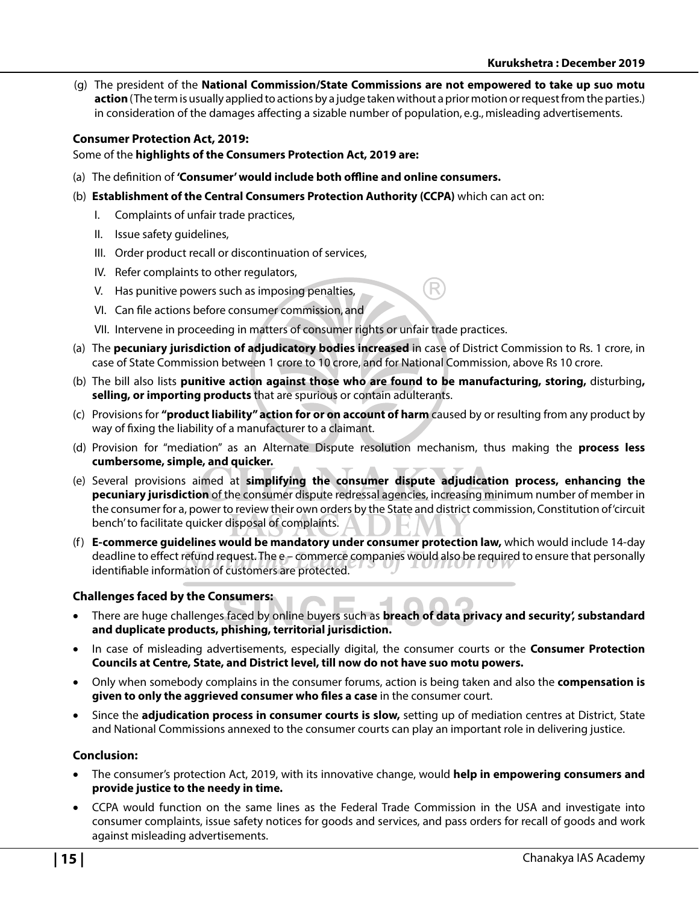(g) The president of the **National Commission/State Commissions are not empowered to take up suo motu action** (The term is usually applied to actions by a judge taken without a prior motion or request from the parties.) in consideration of the damages affecting a sizable number of population, e.g., misleading advertisements.

**Consumer Protection Act, 2019:**

Some of the **highlights of the Consumers Protection Act, 2019 are:**

(a) The definition of **'Consumer' would include both offline and online consumers.**

(b) **Establishment of the Central Consumers Protection Authority (CCPA)** which can act on:

I. Complaints of unfair trade practices,

II. Issue safety guidelines,

III. Order product recall or discontinuation of services,

IV. Refer complaints to other regulators,

V. Has punitive powers such as imposing penalties,

VI. Can file actions before consumer commission, and

VII. Intervene in proceeding in matters of consumer rights or unfair trade practices.

(a) The **pecuniary jurisdiction of adjudicatory bodies increased** in case of District Commission to Rs. 1 crore, in case of State Commission between 1 crore to 10 crore, and for National Commission, above Rs 10 crore.

(b) The bill also lists **punitive action against those who are found to be manufacturing, storing,** disturbing**, selling, or importing products** that are spurious or contain adulterants.

(c) Provisions for **"product liability" action for or on account of harm** caused by or resulting from any product by way of fixing the liability of a manufacturer to a claimant.

(d) Provision for "mediation" as an Alternate Dispute resolution mechanism, thus making the **process less cumbersome, simple, and quicker.**

(e) Several provisions aimed at **simplifying the consumer dispute adjudication process, enhancing the pecuniary jurisdiction** of the consumer dispute redressal agencies, increasing minimum number of member in the consumer for a, power to review their own orders by the State and district commission, Constitution of 'circuit bench' to facilitate quicker disposal of complaints.

(f) **E-commerce guidelines would be mandatory under consumer protection law,** which would include 14-day deadline to effect refund request. The e – commerce companies would also be required to ensure that personally identifiable information of customers are protected.

**Challenges faced by the Consumers:**

- There are huge challenges faced by online buyers such as **breach of data privacy and security', substandard and duplicate products, phishing, territorial jurisdiction.**
- In case of misleading advertisements, especially digital, the consumer courts or the **Consumer Protection Councils at Centre, State, and District level, till now do not have suo motu powers.**
- Only when somebody complains in the consumer forums, action is being taken and also the **compensation is given to only the aggrieved consumer who files a case** in the consumer court.
- Since the **adjudication process in consumer courts is slow,** setting up of mediation centres at District, State and National Commissions annexed to the consumer courts can play an important role in delivering justice.

**Conclusion:**

- The consumer's protection Act, 2019, with its innovative change, would **help in empowering consumers and provide justice to the needy in time.**
- CCPA would function on the same lines as the Federal Trade Commission in the USA and investigate into consumer complaints, issue safety notices for goods and services, and pass orders for recall of goods and work against misleading advertisements.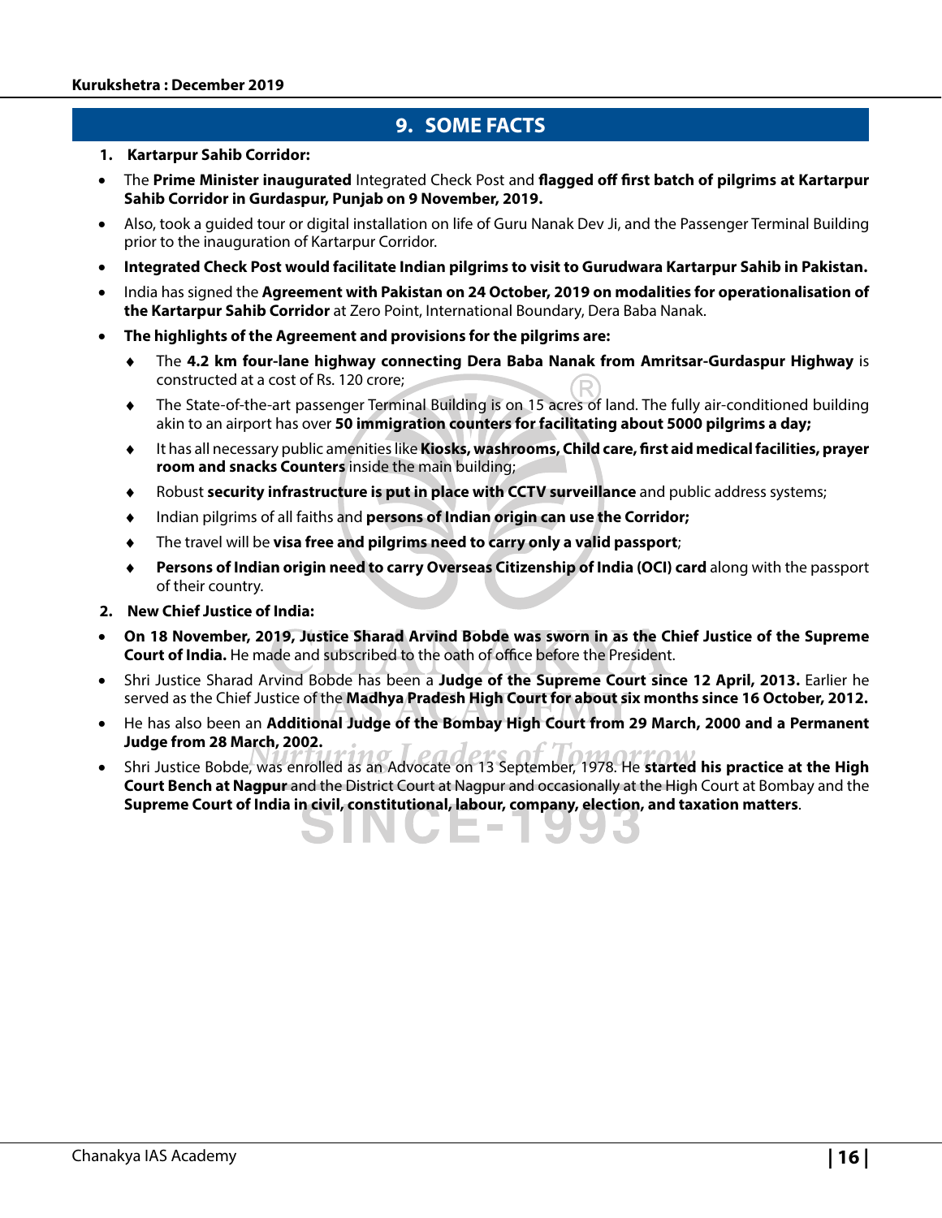## 9. SOME FACTS

1. **Kartarpur Sahib Corridor:**

- The **Prime Minister inaugurated** Integrated Check Post and **flagged off first batch of pilgrims at Kartarpur Sahib Corridor in Gurdaspur, Punjab on 9 November, 2019.**
- Also, took a guided tour or digital installation on life of Guru Nanak Dev Ji, and the Passenger Terminal Building prior to the inauguration of Kartarpur Corridor.
- **Integrated Check Post would facilitate Indian pilgrims to visit to Gurudwara Kartarpur Sahib in Pakistan.**
- India has signed the **Agreement with Pakistan on 24 October, 2019 on modalities for operationalisation of the Kartarpur Sahib Corridor** at Zero Point, International Boundary, Dera Baba Nanak.
- **The highlights of the Agreement and provisions for the pilgrims are:**
  - The **4.2 km four-lane highway connecting Dera Baba Nanak from Amritsar-Gurdaspur Highway** is constructed at a cost of Rs. 120 crore;
  - The State-of-the-art passenger Terminal Building is on 15 acres of land. The fully air-conditioned building akin to an airport has over **50 immigration counters for facilitating about 5000 pilgrims a day;**
  - It has all necessary public amenities like **Kiosks, washrooms, Child care, first aid medical facilities, prayer room and snacks Counters** inside the main building;
  - Robust **security infrastructure is put in place with CCTV surveillance** and public address systems;
  - Indian pilgrims of all faiths and **persons of Indian origin can use the Corridor;**
  - The travel will be **visa free and pilgrims need to carry only a valid passport**;
  - **Persons of Indian origin need to carry Overseas Citizenship of India (OCI) card** along with the passport of their country.

2. **New Chief Justice of India:**

- **On 18 November, 2019, Justice Sharad Arvind Bobde was sworn in as the Chief Justice of the Supreme Court of India.** He made and subscribed to the oath of office before the President.
- Shri Justice Sharad Arvind Bobde has been a **Judge of the Supreme Court since 12 April, 2013.** Earlier he served as the Chief Justice of the **Madhya Pradesh High Court for about six months since 16 October, 2012.**
- He has also been an **Additional Judge of the Bombay High Court from 29 March, 2000 and a Permanent Judge from 28 March, 2002.**
- Shri Justice Bobde, was enrolled as an Advocate on 13 September, 1978. He **started his practice at the High Court Bench at Nagpur** and the District Court at Nagpur and occasionally at the High Court at Bombay and the **Supreme Court of India in civil, constitutional, labour, company, election, and taxation matters**.